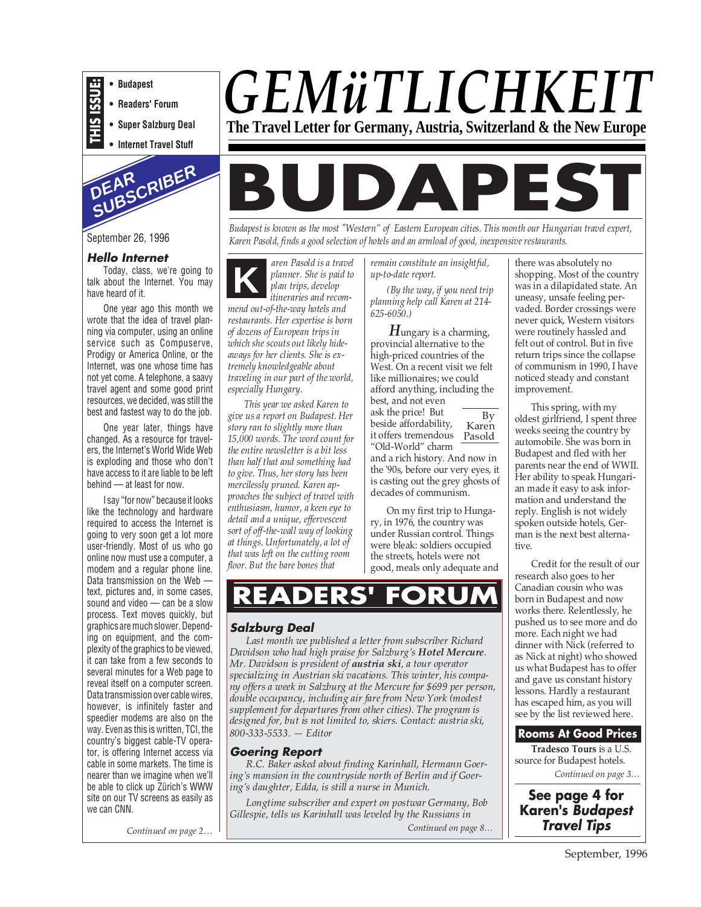**THIS ISSUE:**

- **Budapest**
- **Readers' Forum**
- **Super Salzburg Deal**
- **Internet Travel Stuff**

# *GEMüTLICHKEIT*

**The Travel Letter for Germany, Austria, Switzerland & the New Europe**

## DEAR SUBSCRIBER

September 26, 1996

### *Hello Internet*

Today, class, we're going to talk about the Internet. You may have heard of it.

One year ago this month we wrote that the idea of travel planning via computer, using an online service such as Compuserve, Prodigy or America Online, or the Internet, was one whose time has not yet come. A telephone, a saavy travel agent and some good print resources, we decided, was still the best and fastest way to do the job.

One year later, things have changed. As a resource for travelers, the Internet's World Wide Web is exploding and those who don't have access to it are liable to be left behind — at least for now.

I say "for now" because it looks like the technology and hardware required to access the Internet is going to very soon get a lot more user-friendly. Most of us who go online now must use a computer, a modem and a regular phone line. Data transmission on the Web — text, pictures and, in some cases, sound and video — can be a slow process. Text moves quickly, but graphics are much slower. Depending on equipment, and the complexity of the graphics to be viewed, it can take from a few seconds to several minutes for a Web page to reveal itself on a computer screen. Data transmission over cable wires, however, is infinitely faster and speedier modems are also on the way. Even as this is written, TCI, the country's biggest cable-TV operator, is offering Internet access via cable in some markets. The time is nearer than we imagine when we'll be able to click up Zürich's WWW site on our TV screens as easily as we can CNN.

*Continued on page 2…*

# BUDAPEST

*Budapest is known as the most "Western" of Eastern European cities. This month our Hungarian travel expert, Karen Pasold, finds a good selection of hotels and an armload of good, inexpensive restaurants.*

*Karen Pasold is a travel planner. She is paid to plan trips, develop itineraries and recommend out-of-the-way hotels and restaurants. Her expertise is born of dozens of European trips in which she scouts out likely hideaways for her clients. She is extremely knowledgeable about traveling in our part of the world, especially Hungary.*

*This year we asked Karen to give us a report on Budapest. Her story ran to slightly more than 15,000 words. The word count for the entire newsletter is a bit less than half that and something had to give. Thus, her story has been mercilessly pruned. Karen approaches the subject of travel with enthusiasm, humor, a keen eye to detail and a unique, effervescent sort of off-the-wall way of looking at things. Unfortunately, a lot of that was left on the cutting room floor. But the bare bones that remain constitute an insightful, up-to-date report.*

*(By the way, if you need trip planning help call Karen at 214-625-6050.)*

By Karen Pasold

*H*ungary is a charming, provincial alternative to the high-priced countries of the West. On a recent visit we felt like millionaires; we could afford anything, including the best, and not even ask the price! But beside affordability, it offers tremendous "Old-World" charm and a rich history. And now in the '90s, before our very eyes, it is casting out the grey ghosts of decades of communism.

On my first trip to Hungary, in 1976, the country was under Russian control. Things were bleak: soldiers occupied the streets, hotels were not good, meals only adequate and there was absolutely no shopping. Most of the country was in a dilapidated state. An uneasy, unsafe feeling pervaded. Border crossings were never quick, Western visitors were routinely hassled and felt out of control. But in five return trips since the collapse of communism in 1990, I have noticed steady and constant improvement.

This spring, with my oldest girlfriend, I spent three weeks seeing the country by automobile. She was born in Budapest and fled with her parents near the end of WWII. Her ability to speak Hungarian made it easy to ask information and understand the reply. English is not widely spoken outside hotels, German is the next best alternative.

Credit for the result of our research also goes to her Canadian cousin who was born in Budapest and now works there. Relentlessly, he pushed us to see more and do more. Each night we had dinner with Nick (referred to as Nick at night) who showed us what Budapest has to offer and gave us constant history lessons. Hardly a restaurant has escaped him, as you will see by the list reviewed here.

### Rooms At Good Prices

**Tradesco Tours** is a U.S. source for Budapest hotels.

*Continued on page 3…*

**See page 4 for Karen's *Budapest Travel Tips***

## READERS' FORUM

### *Salzburg Deal*

*Last month we published a letter from subscriber Richard Davidson who had high praise for Salzburg's **Hotel Mercure**. Mr. Davidson is president of **austria ski**, a tour operator specializing in Austrian ski vacations. This winter, his company offers a week in Salzburg at the Mercure for $699 per person, double occupancy, including air fare from New York (modest supplement for departures from other cities). The program is designed for, but is not limited to, skiers. Contact: austria ski, 800-333-5533. — Editor*

### *Goering Report*

*R.C. Baker asked about finding Karinhall, Hermann Goering's mansion in the countryside north of Berlin and if Goering's daughter, Edda, is still a nurse in Munich.*

*Longtime subscriber and expert on postwar Germany, Bob Gillespie, tells us Karinhall was leveled by the Russians in*

*Continued on page 8…*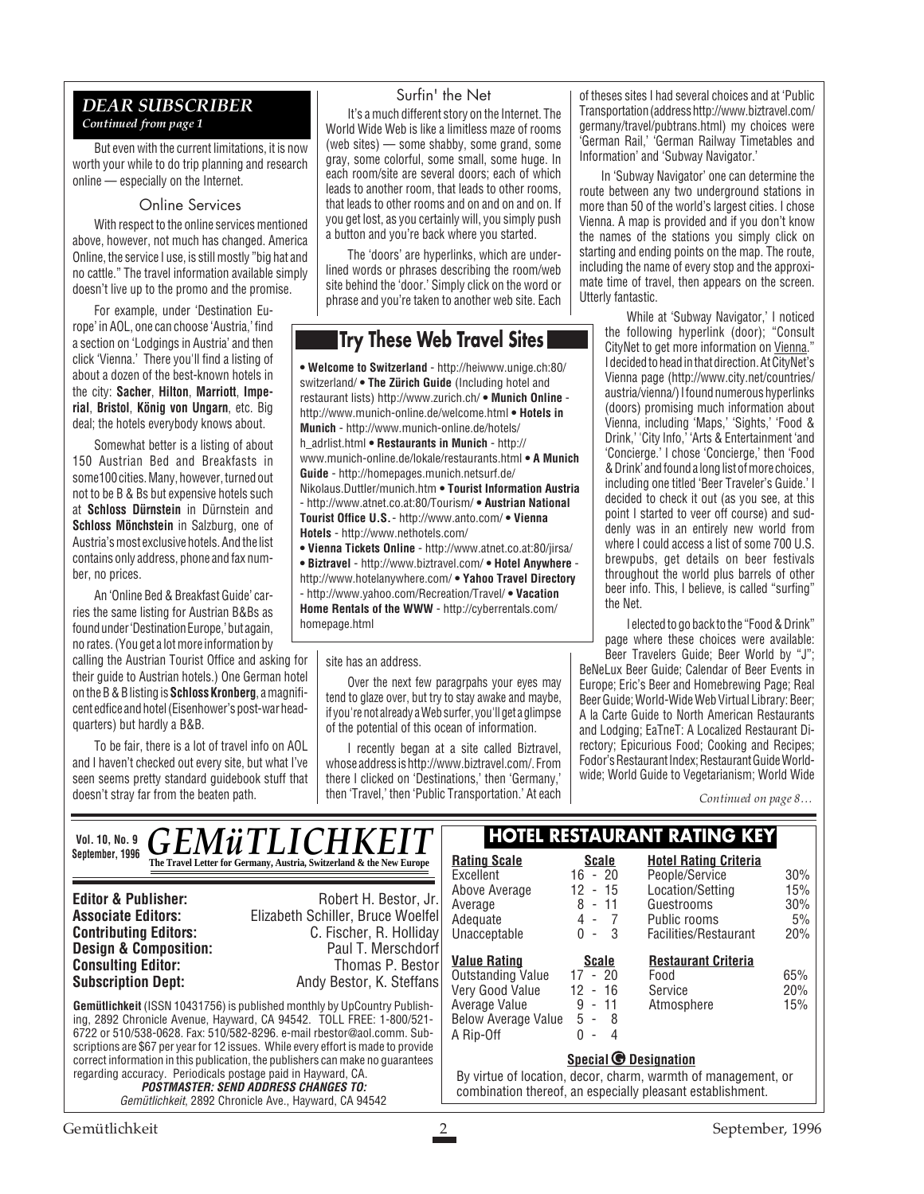## DEAR SUBSCRIBER

*Continued from page 1*

But even with the current limitations, it is now worth your while to do trip planning and research online — especially on the Internet.

### Online Services

With respect to the online services mentioned above, however, not much has changed. America Online, the service I use, is still mostly "big hat and no cattle." The travel information available simply doesn't live up to the promo and the promise.

For example, under 'Destination Europe' in AOL, one can choose 'Austria,' find a section on 'Lodgings in Austria' and then click 'Vienna.' There you'll find a listing of about a dozen of the best-known hotels in the city: **Sacher**, **Hilton**, **Marriott**, **Imperial**, **Bristol**, **König von Ungarn**, etc. Big deal; the hotels everybody knows about.

Somewhat better is a listing of about 150 Austrian Bed and Breakfasts in some100 cities. Many, however, turned out not to be B & Bs but expensive hotels such at **Schloss Dürnstein** in Dürnstein and **Schloss Mönchstein** in Salzburg, one of Austria's most exclusive hotels. And the list contains only address, phone and fax number, no prices.

An 'Online Bed & Breakfast Guide' carries the same listing for Austrian B&Bs as found under 'Destination Europe,' but again, no rates. (You get a lot more information by calling the Austrian Tourist Office and asking for their guide to Austrian hotels.) One German hotel on the B & B listing is **Schloss Kronberg**, a magnificent edfice and hotel (Eisenhower's post-war headquarters) but hardly a B&B.

To be fair, there is a lot of travel info on AOL and I haven't checked out every site, but what I've seen seems pretty standard guidebook stuff that doesn't stray far from the beaten path.

### Surfin' the Net

It's a much different story on the Internet. The World Wide Web is like a limitless maze of rooms (web sites) — some shabby, some grand, some gray, some colorful, some small, some huge. In each room/site are several doors; each of which leads to another room, that leads to other rooms, that leads to other rooms and on and on and on. If you get lost, as you certainly will, you simply push a button and you're back where you started.

The 'doors' are hyperlinks, which are underlined words or phrases describing the room/web site behind the 'door.' Simply click on the word or phrase and you're taken to another web site. Each site has an address.

Over the next few paragrpahs your eyes may tend to glaze over, but try to stay awake and maybe, if you're not already a Web surfer, you'll get a glimpse of the potential of this ocean of information.

I recently began at a site called Biztravel, whose address is http://www.biztravel.com/. From there I clicked on 'Destinations,' then 'Germany,' then 'Travel,' then 'Public Transportation.' At each of theses sites I had several choices and at 'Public Transportation (address http://www.biztravel.com/germany/travel/pubtrans.html) my choices were 'German Rail,' 'German Railway Timetables and Information' and 'Subway Navigator.'

In 'Subway Navigator' one can determine the route between any two underground stations in more than 50 of the world's largest cities. I chose Vienna. A map is provided and if you don't know the names of the stations you simply click on starting and ending points on the map. The route, including the name of every stop and the approximate time of travel, then appears on the screen. Utterly fantastic.

While at 'Subway Navigator,' I noticed the following hyperlink (door); "Consult CityNet to get more information on Vienna." I decided to head in that direction. At CityNet's Vienna page (http://www.city.net/countries/austria/vienna/) I found numerous hyperlinks (doors) promising much information about Vienna, including 'Maps,' 'Sights,' 'Food & Drink,' 'City Info,' 'Arts & Entertainment 'and 'Concierge.' I chose 'Concierge,' then 'Food & Drink' and found a long list of more choices, including one titled 'Beer Traveler's Guide.' I decided to check it out (as you see, at this point I started to veer off course) and suddenly was in an entirely new world from where I could access a list of some 700 U.S. brewpubs, get details on beer festivals throughout the world plus barrels of other beer info. This, I believe, is called "surfing" the Net.

I elected to go back to the "Food & Drink" page where these choices were available: Beer Travelers Guide; Beer World by "J"; BeNeLux Beer Guide; Calendar of Beer Events in Europe; Eric's Beer and Homebrewing Page; Real Beer Guide; World-Wide Web Virtual Library: Beer; A la Carte Guide to North American Restaurants and Lodging; EaTneT: A Localized Restaurant Directory; Epicurious Food; Cooking and Recipes; Fodor's Restaurant Index; Restaurant Guide Worldwide; World Guide to Vegetarianism; World Wide

*Continued on page 8…*

### Try These Web Travel Sites

• **Welcome to Switzerland** - http://heiwww.unige.ch:80/switzerland/ • **The Zürich Guide** (Including hotel and restaurant lists) http://www.zurich.ch/ • **Munich Online** - http://www.munich-online.de/welcome.html • **Hotels in Munich** - http://www.munich-online.de/hotels/h_adrlist.html • **Restaurants in Munich** - http://www.munich-online.de/lokale/restaurants.html • **A Munich Guide** - http://homepages.munich.netsurf.de/Nikolaus.Duttler/munich.htm • **Tourist Information Austria** - http://www.atnet.co.at:80/Tourism/ • **Austrian National Tourist Office U.S.** - http://www.anto.com/ • **Vienna Hotels** - http://www.nethotels.com/
• **Vienna Tickets Online** - http://www.atnet.co.at:80/jirsa/
• **Biztravel** - http://www.biztravel.com/ • **Hotel Anywhere** - http://www.hotelanywhere.com/ • **Yahoo Travel Directory** - http://www.yahoo.com/Recreation/Travel/ • **Vacation Home Rentals of the WWW** - http://cyberrentals.com/homepage.html

---

**Vol. 10, No. 9 September, 1996**

# *GEMüTLICHKEIT*

**The Travel Letter for Germany, Austria, Switzerland & the New Europe**

| | |
|---|---|
| **Editor & Publisher:** | Robert H. Bestor, Jr. |
| **Associate Editors:** | Elizabeth Schiller, Bruce Woelfel |
| **Contributing Editors:** | C. Fischer, R. Holliday |
| **Design & Composition:** | Paul T. Merschdorf |
| **Consulting Editor:** | Thomas P. Bestor |
| **Subscription Dept:** | Andy Bestor, K. Steffans |

**Gemütlichkeit** (ISSN 10431756) is published monthly by UpCountry Publishing, 2892 Chronicle Avenue, Hayward, CA 94542. TOLL FREE: 1-800/521-6722 or 510/538-0628. Fax: 510/582-8296. e-mail rbestor@aol.comm. Subscriptions are $67 per year for 12 issues. While every effort is made to provide correct information in this publication, the publishers can make no guarantees regarding accuracy. Periodicals postage paid in Hayward, CA.

***POSTMASTER: SEND ADDRESS CHANGES TO:***
*Gemütlichkeit*, 2892 Chronicle Ave., Hayward, CA 94542

### HOTEL RESTAURANT RATING KEY

| Rating Scale | Scale |
|---|---|
| Excellent | 16 - 20 |
| Above Average | 12 - 15 |
| Average | 8 - 11 |
| Adequate | 4 - 7 |
| Unacceptable | 0 - 3 |

| Hotel Rating Criteria | |
|---|---|
| People/Service | 30% |
| Location/Setting | 15% |
| Guestrooms | 30% |
| Public rooms | 5% |
| Facilities/Restaurant | 20% |

| Value Rating | Scale |
|---|---|
| Outstanding Value | 17 - 20 |
| Very Good Value | 12 - 16 |
| Average Value | 9 - 11 |
| Below Average Value | 5 - 8 |
| A Rip-Off | 0 - 4 |

| Restaurant Criteria | |
|---|---|
| Food | 65% |
| Service | 20% |
| Atmosphere | 15% |

**Special G Designation**

By virtue of location, decor, charm, warmth of management, or combination thereof, an especially pleasant establishment.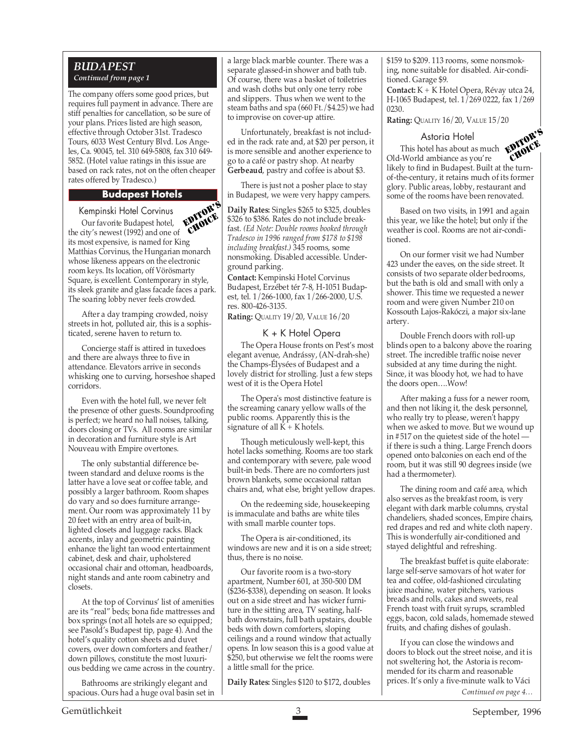## BUDAPEST

*Continued from page 1*

The company offers some good prices, but requires full payment in advance. There are stiff penalties for cancellation, so be sure of your plans. Prices listed are high season, effective through October 31st. Tradesco Tours, 6033 West Century Blvd. Los Angeles, Ca. 90045, tel. 310 649-5808, fax 310 649-5852. (Hotel value ratings in this issue are based on rack rates, not on the often cheaper rates offered by Tradesco.)

## Budapest Hotels

### Kempinski Hotel Corvinus

EDITOR'S CHOICE

Our favorite Budapest hotel, the city's newest (1992) and one of its most expensive, is named for King Matthias Corvinus, the Hungarian monarch whose likeness appears on the electronic room keys. Its location, off Vörösmarty Square, is excellent. Contemporary in style, its sleek granite and glass facade faces a park. The soaring lobby never feels crowded.

After a day tramping crowded, noisy streets in hot, polluted air, this is a sophisticated, serene haven to return to.

Concierge staff is attired in tuxedoes and there are always three to five in attendance. Elevators arrive in seconds whisking one to curving, horseshoe shaped corridors.

Even with the hotel full, we never felt the presence of other guests. Soundproofing is perfect; we heard no hall noises, talking, doors closing or TVs. All rooms are similar in decoration and furniture style is Art Nouveau with Empire overtones.

The only substantial difference between standard and deluxe rooms is the latter have a love seat or coffee table, and possibly a larger bathroom. Room shapes do vary and so does furniture arrangement. Our room was approximately 11 by 20 feet with an entry area of built-in, lighted closets and luggage racks. Black accents, inlay and geometric painting enhance the light tan wood entertainment cabinet, desk and chair, upholstered occasional chair and ottoman, headboards, night stands and ante room cabinetry and closets.

At the top of Corvinus' list of amenities are its "real" beds; bona fide mattresses and box springs (not all hotels are so equipped; see Pasold's Budapest tip, page 4). And the hotel's quality cotton sheets and duvet covers, over down comforters and feather/down pillows, constitute the most luxurious bedding we came across in the country.

Bathrooms are strikingly elegant and spacious. Ours had a huge oval basin set in a large black marble counter. There was a separate glassed-in shower and bath tub. Of course, there was a basket of toiletries and wash cloths but only one terry robe and slippers. Thus when we went to the steam baths and spa (660 Ft./$4.25) we had to improvise on cover-up attire.

Unfortunately, breakfast is not included in the rack rate and, at $20 per person, it is more sensible and another experience to go to a café or pastry shop. At nearby **Gerbeaud**, pastry and coffee is about $3.

There is just not a posher place to stay in Budapest, we were very happy campers.

**Daily Rates:** Singles $265 to $325, doubles $326 to $386. Rates do not include breakfast. *(Ed Note: Double rooms booked through Tradesco in 1996 ranged from $178 to $198 including breakfast.)* 345 rooms, some nonsmoking. Disabled accessible. Underground parking.

**Contact:** Kempinski Hotel Corvinus Budapest, Erzébet tér 7-8, H-1051 Budapest, tel. 1/266-1000, fax 1/266-2000, U.S. res. 800-426-3135.

**Rating:** QUALITY 19/20, VALUE 16/20

### K + K Hotel Opera

The Opera House fronts on Pest's most elegant avenue, Andrássy, (AN-drah-she) the Champs-Élysées of Budapest and a lovely district for strolling. Just a few steps west of it is the Opera Hotel

The Opera's most distinctive feature is the screaming canary yellow walls of the public rooms. Apparently this is the signature of all K + K hotels.

Though meticulously well-kept, this hotel lacks something. Rooms are too stark and contemporary with severe, pale wood built-in beds. There are no comforters just brown blankets, some occasional rattan chairs and, what else, bright yellow drapes.

On the redeeming side, housekeeping is immaculate and baths are white tiles with small marble counter tops.

The Opera is air-conditioned, its windows are new and it is on a side street; thus, there is no noise.

Our favorite room is a two-story apartment, Number 601, at 350-500 DM ($236-$338), depending on season. It looks out on a side street and has wicker furniture in the sitting area, TV seating, half-bath downstairs, full bath upstairs, double beds with down comforters, sloping ceilings and a round window that actually opens. In low season this is a good value at $250, but otherwise we felt the rooms were a little small for the price.

**Daily Rates:** Singles $120 to $172, doubles $159 to $209. 113 rooms, some nonsmoking, none suitable for disabled. Air-conditioned. Garage $9.

**Contact:** K + K Hotel Opera, Révay utca 24, H-1065 Budapest, tel. 1/269 0222, fax 1/269 0230.

**Rating:** QUALITY 16/20, VALUE 15/20

### Astoria Hotel

EDITOR'S CHOICE

This hotel has about as much Old-World ambiance as you're likely to find in Budapest. Built at the turn-of-the-century, it retains much of its former glory. Public areas, lobby, restaurant and some of the rooms have been renovated.

Based on two visits, in 1991 and again this year, we like the hotel; but only if the weather is cool. Rooms are not air-conditioned.

On our former visit we had Number 423 under the eaves, on the side street. It consists of two separate older bedrooms, but the bath is old and small with only a shower. This time we requested a newer room and were given Number 210 on Kossouth Lajos-Rakóczi, a major six-lane artery.

Double French doors with roll-up blinds open to a balcony above the roaring street. The incredible traffic noise never subsided at any time during the night. Since, it was bloody hot, we had to have the doors open….Wow!

After making a fuss for a newer room, and then not liking it, the desk personnel, who really try to please, weren't happy when we asked to move. But we wound up in #517 on the quietest side of the hotel — if there is such a thing. Large French doors opened onto balconies on each end of the room, but it was still 90 degrees inside (we had a thermometer).

The dining room and café area, which also serves as the breakfast room, is very elegant with dark marble columns, crystal chandeliers, shaded sconces, Empire chairs, red drapes and red and white cloth napery. This is wonderfully air-conditioned and stayed delightful and refreshing.

The breakfast buffet is quite elaborate: large self-serve samovars of hot water for tea and coffee, old-fashioned circulating juice machine, water pitchers, various breads and rolls, cakes and sweets, real French toast with fruit syrups, scrambled eggs, bacon, cold salads, homemade stewed fruits, and chafing dishes of goulash.

If you can close the windows and doors to block out the street noise, and it is not sweltering hot, the Astoria is recommended for its charm and reasonable prices. It's only a five-minute walk to Váci

*Continued on page 4…*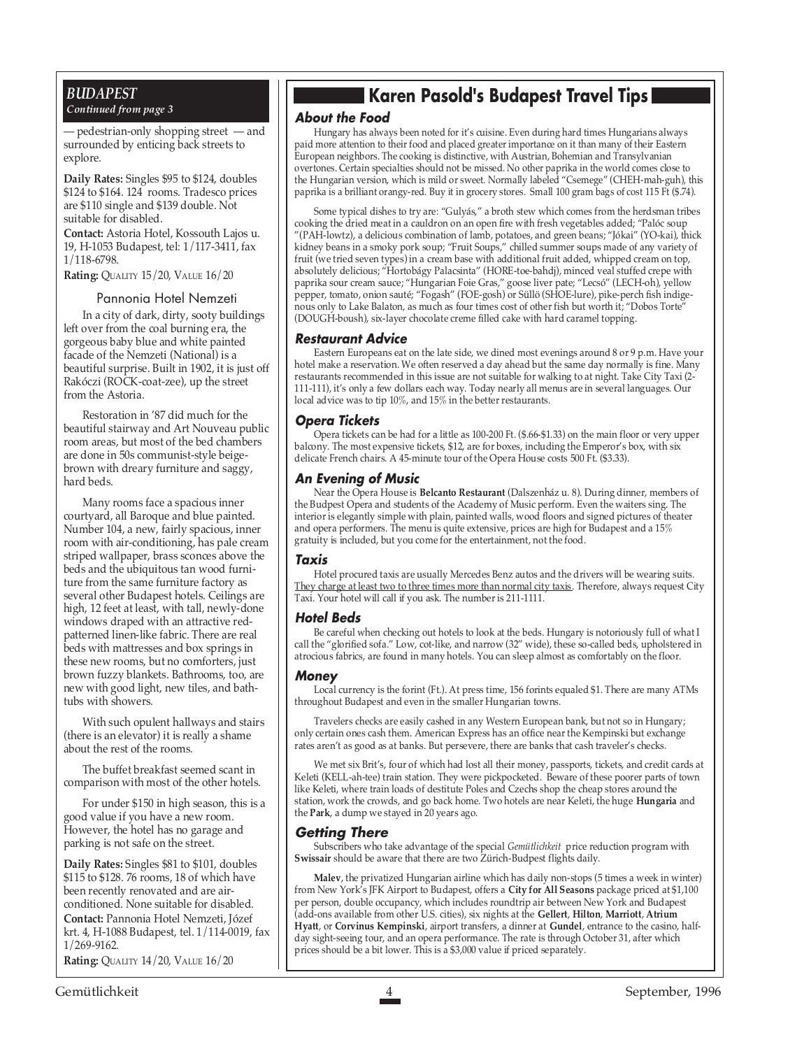*BUDAPEST*
*Continued from page 3*

— pedestrian-only shopping street — and surrounded by enticing back streets to explore.

**Daily Rates:** Singles $95 to $124, doubles $124 to $164. 124 rooms. Tradesco prices are $110 single and $139 double. Not suitable for disabled.
**Contact:** Astoria Hotel, Kossouth Lajos u. 19, H-1053 Budapest, tel: 1/117-3411, fax 1/118-6798.
**Rating:** QUALITY 15/20, VALUE 16/20

### Pannonia Hotel Nemzeti

In a city of dark, dirty, sooty buildings left over from the coal burning era, the gorgeous baby blue and white painted facade of the Nemzeti (National) is a beautiful surprise. Built in 1902, it is just off Rakóczi (ROCK-coat-zee), up the street from the Astoria.

Restoration in '87 did much for the beautiful stairway and Art Nouveau public room areas, but most of the bed chambers are done in 50s communist-style beige-brown with dreary furniture and saggy, hard beds.

Many rooms face a spacious inner courtyard, all Baroque and blue painted. Number 104, a new, fairly spacious, inner room with air-conditioning, has pale cream striped wallpaper, brass sconces above the beds and the ubiquitous tan wood furniture from the same furniture factory as several other Budapest hotels. Ceilings are high, 12 feet at least, with tall, newly-done windows draped with an attractive red-patterned linen-like fabric. There are real beds with mattresses and box springs in these new rooms, but no comforters, just brown fuzzy blankets. Bathrooms, too, are new with good light, new tiles, and bathtubs with showers.

With such opulent hallways and stairs (there is an elevator) it is really a shame about the rest of the rooms.

The buffet breakfast seemed scant in comparison with most of the other hotels.

For under $150 in high season, this is a good value if you have a new room. However, the hotel has no garage and parking is not safe on the street.

**Daily Rates:** Singles $81 to $101, doubles $115 to $128. 76 rooms, 18 of which have been recently renovated and are air-conditioned. None suitable for disabled.
**Contact:** Pannonia Hotel Nemzeti, József krt. 4, H-1088 Budapest, tel. 1/114-0019, fax 1/269-9162.
**Rating:** QUALITY 14/20, VALUE 16/20

## Karen Pasold's Budapest Travel Tips

### About the Food

Hungary has always been noted for it's cuisine. Even during hard times Hungarians always paid more attention to their food and placed greater importance on it than many of their Eastern European neighbors. The cooking is distinctive, with Austrian, Bohemian and Transylvanian overtones. Certain specialties should not be missed. No other paprika in the world comes close to the Hungarian version, which is mild or sweet. Normally labeled "Csemege" (CHEH-mah-guh), this paprika is a brilliant orangy-red. Buy it in grocery stores. Small 100 gram bags of cost 115 Ft ($.74).

Some typical dishes to try are: "Gulyás," a broth stew which comes from the herdsman tribes cooking the dried meat in a cauldron on an open fire with fresh vegetables added; "Palóc soup "(PAH-lowtz), a delicious combination of lamb, potatoes, and green beans; "Jókai" (YO-kai), thick kidney beans in a smoky pork soup; "Fruit Soups," chilled summer soups made of any variety of fruit (we tried seven types) in a cream base with additional fruit added, whipped cream on top, absolutely delicious; "Hortobágy Palacsinta" (HORE-toe-bahdj), minced veal stuffed crepe with paprika sour cream sauce; "Hungarian Foie Gras," goose liver pate; "Lecsó" (LECH-oh), yellow pepper, tomato, onion sauté; "Fogash" (FOE-gosh) or Süllö (SHOE-lure), pike-perch fish indigenous only to Lake Balaton, as much as four times cost of other fish but worth it; "Dobos Torte" (DOUGH-boush), six-layer chocolate creme filled cake with hard caramel topping.

### Restaurant Advice

Eastern Europeans eat on the late side, we dined most evenings around 8 or 9 p.m. Have your hotel make a reservation. We often reserved a day ahead but the same day normally is fine. Many restaurants recommended in this issue are not suitable for walking to at night. Take City Taxi (2-111-111), it's only a few dollars each way. Today nearly all menus are in several languages. Our local advice was to tip 10%, and 15% in the better restaurants.

### Opera Tickets

Opera tickets can be had for a little as 100-200 Ft. ($.66-$1.33) on the main floor or very upper balcony. The most expensive tickets, $12, are for boxes, including the Emperor's box, with six delicate French chairs. A 45-minute tour of the Opera House costs 500 Ft. ($3.33).

### An Evening of Music

Near the Opera House is **Belcanto Restaurant** (Dalszenház u. 8). During dinner, members of the Budpest Opera and students of the Academy of Music perform. Even the waiters sing. The interior is elegantly simple with plain, painted walls, wood floors and signed pictures of theater and opera performers. The menu is quite extensive, prices are high for Budapest and a 15% gratuity is included, but you come for the entertainment, not the food.

### Taxis

Hotel procured taxis are usually Mercedes Benz autos and the drivers will be wearing suits. They charge at least two to three times more than normal city taxis. Therefore, always request City Taxi. Your hotel will call if you ask. The number is 211-1111.

### Hotel Beds

Be careful when checking out hotels to look at the beds. Hungary is notoriously full of what I call the "glorified sofa." Low, cot-like, and narrow (32" wide), these so-called beds, upholstered in atrocious fabrics, are found in many hotels. You can sleep almost as comfortably on the floor.

### Money

Local currency is the forint (Ft.). At press time, 156 forints equaled $1. There are many ATMs throughout Budapest and even in the smaller Hungarian towns.

Travelers checks are easily cashed in any Western European bank, but not so in Hungary; only certain ones cash them. American Express has an office near the Kempinski but exchange rates aren't as good as at banks. But persevere, there are banks that cash traveler's checks.

We met six Brit's, four of which had lost all their money, passports, tickets, and credit cards at Keleti (KELL-ah-tee) train station. They were pickpocketed. Beware of these poorer parts of town like Keleti, where train loads of destitute Poles and Czechs shop the cheap stores around the station, work the crowds, and go back home. Two hotels are near Keleti, the huge **Hungaria** and the **Park**, a dump we stayed in 20 years ago.

### Getting There

Subscribers who take advantage of the special *Gemütlichkeit* price reduction program with **Swissair** should be aware that there are two Zürich-Budpest flights daily.

**Malev**, the privatized Hungarian airline which has daily non-stops (5 times a week in winter) from New York's JFK Airport to Budapest, offers a **City for All Seasons** package priced at $1,100 per person, double occupancy, which includes roundtrip air between New York and Budapest (add-ons available from other U.S. cities), six nights at the **Gellert**, **Hilton**, **Marriott**, **Atrium Hyatt**, or **Corvinus Kempinski**, airport transfers, a dinner at **Gundel**, entrance to the casino, half-day sight-seeing tour, and an opera performance. The rate is through October 31, after which prices should be a bit lower. This is a $3,000 value if priced separately.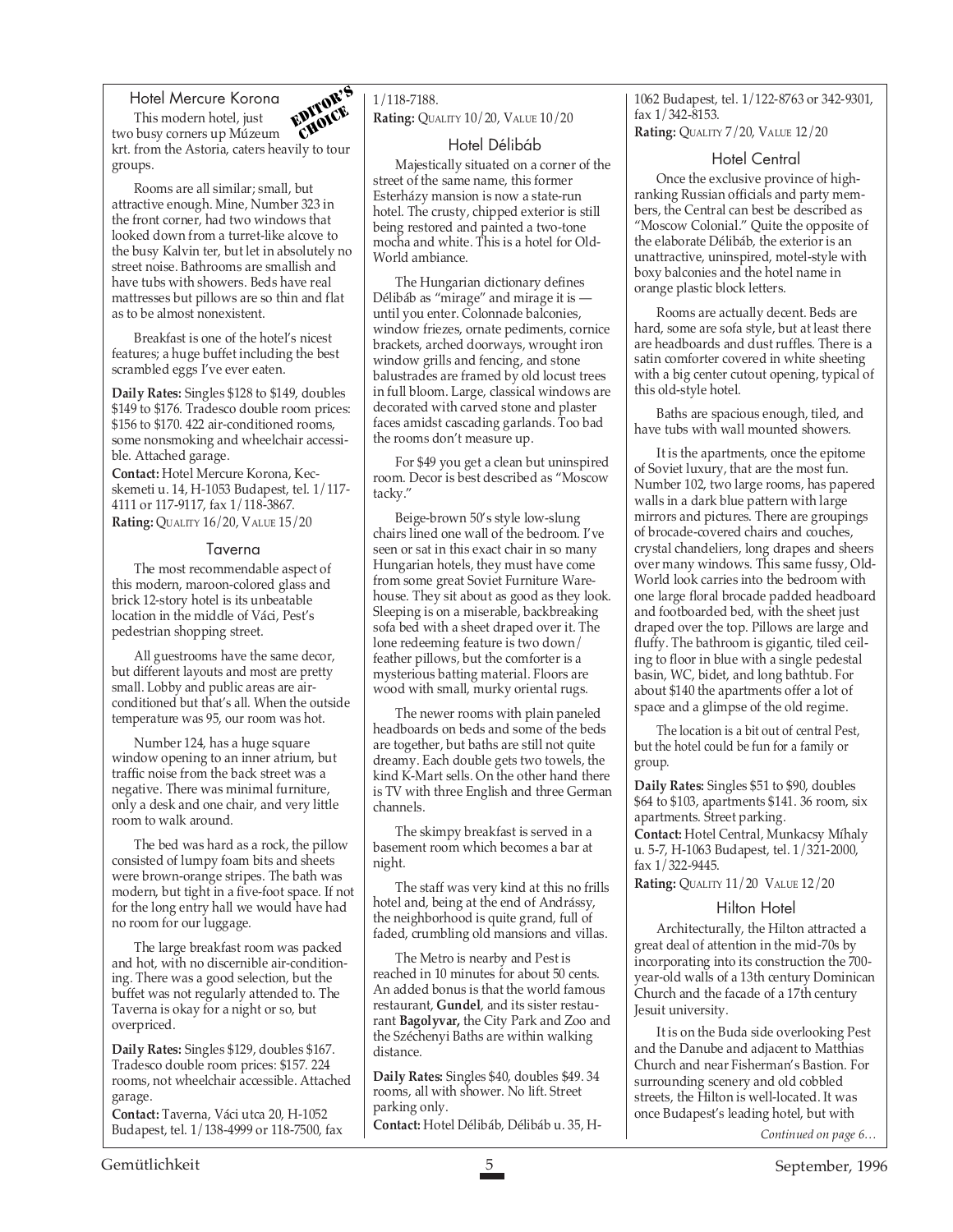### Hotel Mercure Korona

EDITOR'S CHOICE

This modern hotel, just two busy corners up Múzeum krt. from the Astoria, caters heavily to tour groups.

Rooms are all similar; small, but attractive enough. Mine, Number 323 in the front corner, had two windows that looked down from a turret-like alcove to the busy Kalvin ter, but let in absolutely no street noise. Bathrooms are smallish and have tubs with showers. Beds have real mattresses but pillows are so thin and flat as to be almost nonexistent.

Breakfast is one of the hotel's nicest features; a huge buffet including the best scrambled eggs I've ever eaten.

**Daily Rates:** Singles $128 to $149, doubles $149 to $176. Tradesco double room prices: $156 to $170. 422 air-conditioned rooms, some nonsmoking and wheelchair accessible. Attached garage.

**Contact:** Hotel Mercure Korona, Kecskemeti u. 14, H-1053 Budapest, tel. 1/117-4111 or 117-9117, fax 1/118-3867.

**Rating:** QUALITY 16/20, VALUE 15/20

### Taverna

The most recommendable aspect of this modern, maroon-colored glass and brick 12-story hotel is its unbeatable location in the middle of Váci, Pest's pedestrian shopping street.

All guestrooms have the same decor, but different layouts and most are pretty small. Lobby and public areas are air-conditioned but that's all. When the outside temperature was 95, our room was hot.

Number 124, has a huge square window opening to an inner atrium, but traffic noise from the back street was a negative. There was minimal furniture, only a desk and one chair, and very little room to walk around.

The bed was hard as a rock, the pillow consisted of lumpy foam bits and sheets were brown-orange stripes. The bath was modern, but tight in a five-foot space. If not for the long entry hall we would have had no room for our luggage.

The large breakfast room was packed and hot, with no discernible air-conditioning. There was a good selection, but the buffet was not regularly attended to. The Taverna is okay for a night or so, but overpriced.

**Daily Rates:** Singles $129, doubles $167. Tradesco double room prices: $157. 224 rooms, not wheelchair accessible. Attached garage.

**Contact:** Taverna, Váci utca 20, H-1052 Budapest, tel. 1/138-4999 or 118-7500, fax 1/118-7188.

**Rating:** QUALITY 10/20, VALUE 10/20

### Hotel Délibáb

Majestically situated on a corner of the street of the same name, this former Esterházy mansion is now a state-run hotel. The crusty, chipped exterior is still being restored and painted a two-tone mocha and white. This is a hotel for Old-World ambiance.

The Hungarian dictionary defines Délibáb as "mirage" and mirage it is — until you enter. Colonnade balconies, window friezes, ornate pediments, cornice brackets, arched doorways, wrought iron window grills and fencing, and stone balustrades are framed by old locust trees in full bloom. Large, classical windows are decorated with carved stone and plaster faces amidst cascading garlands. Too bad the rooms don't measure up.

For $49 you get a clean but uninspired room. Decor is best described as "Moscow tacky."

Beige-brown 50's style low-slung chairs lined one wall of the bedroom. I've seen or sat in this exact chair in so many Hungarian hotels, they must have come from some great Soviet Furniture Warehouse. They sit about as good as they look. Sleeping is on a miserable, backbreaking sofa bed with a sheet draped over it. The lone redeeming feature is two down/feather pillows, but the comforter is a mysterious batting material. Floors are wood with small, murky oriental rugs.

The newer rooms with plain paneled headboards on beds and some of the beds are together, but baths are still not quite dreamy. Each double gets two towels, the kind K-Mart sells. On the other hand there is TV with three English and three German channels.

The skimpy breakfast is served in a basement room which becomes a bar at night.

The staff was very kind at this no frills hotel and, being at the end of Andrássy, the neighborhood is quite grand, full of faded, crumbling old mansions and villas.

The Metro is nearby and Pest is reached in 10 minutes for about 50 cents. An added bonus is that the world famous restaurant, **Gundel**, and its sister restaurant **Bagolyvar,** the City Park and Zoo and the Széchenyi Baths are within walking distance.

**Daily Rates:** Singles $40, doubles $49. 34 rooms, all with shower. No lift. Street parking only.

**Contact:** Hotel Délibáb, Délibáb u. 35, H-1062 Budapest, tel. 1/122-8763 or 342-9301, fax 1/342-8153.

**Rating:** QUALITY 7/20, VALUE 12/20

### Hotel Central

Once the exclusive province of high-ranking Russian officials and party members, the Central can best be described as "Moscow Colonial." Quite the opposite of the elaborate Délibáb, the exterior is an unattractive, uninspired, motel-style with boxy balconies and the hotel name in orange plastic block letters.

Rooms are actually decent. Beds are hard, some are sofa style, but at least there are headboards and dust ruffles. There is a satin comforter covered in white sheeting with a big center cutout opening, typical of this old-style hotel.

Baths are spacious enough, tiled, and have tubs with wall mounted showers.

It is the apartments, once the epitome of Soviet luxury, that are the most fun. Number 102, two large rooms, has papered walls in a dark blue pattern with large mirrors and pictures. There are groupings of brocade-covered chairs and couches, crystal chandeliers, long drapes and sheers over many windows. This same fussy, Old-World look carries into the bedroom with one large floral brocade padded headboard and footboarded bed, with the sheet just draped over the top. Pillows are large and fluffy. The bathroom is gigantic, tiled ceiling to floor in blue with a single pedestal basin, WC, bidet, and long bathtub. For about $140 the apartments offer a lot of space and a glimpse of the old regime.

The location is a bit out of central Pest, but the hotel could be fun for a family or group.

**Daily Rates:** Singles $51 to $90, doubles $64 to $103, apartments $141. 36 room, six apartments. Street parking.

**Contact:** Hotel Central, Munkacsy Míhaly u. 5-7, H-1063 Budapest, tel. 1/321-2000, fax 1/322-9445.

**Rating:** QUALITY 11/20 VALUE 12/20

### Hilton Hotel

Architecturally, the Hilton attracted a great deal of attention in the mid-70s by incorporating into its construction the 700-year-old walls of a 13th century Dominican Church and the facade of a 17th century Jesuit university.

It is on the Buda side overlooking Pest and the Danube and adjacent to Matthias Church and near Fisherman's Bastion. For surrounding scenery and old cobbled streets, the Hilton is well-located. It was once Budapest's leading hotel, but with

*Continued on page 6…*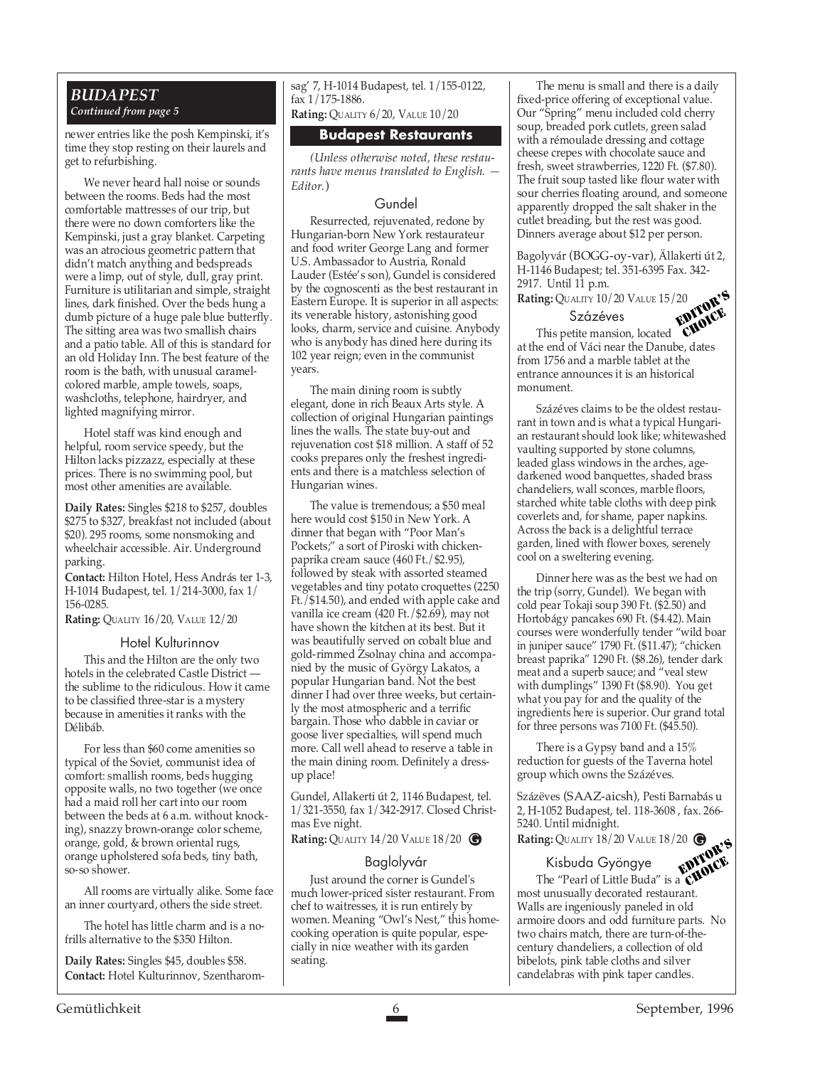## BUDAPEST

*Continued from page 5*

newer entries like the posh Kempinski, it's time they stop resting on their laurels and get to refurbishing.

We never heard hall noise or sounds between the rooms. Beds had the most comfortable mattresses of our trip, but there were no down comforters like the Kempinski, just a gray blanket. Carpeting was an atrocious geometric pattern that didn't match anything and bedspreads were a limp, out of style, dull, gray print. Furniture is utilitarian and simple, straight lines, dark finished. Over the beds hung a dumb picture of a huge pale blue butterfly. The sitting area was two smallish chairs and a patio table. All of this is standard for an old Holiday Inn. The best feature of the room is the bath, with unusual caramel-colored marble, ample towels, soaps, washcloths, telephone, hairdryer, and lighted magnifying mirror.

Hotel staff was kind enough and helpful, room service speedy, but the Hilton lacks pizzazz, especially at these prices. There is no swimming pool, but most other amenities are available.

**Daily Rates:** Singles $218 to $257, doubles $275 to $327, breakfast not included (about $20). 295 rooms, some nonsmoking and wheelchair accessible. Air. Underground parking.

**Contact:** Hilton Hotel, Hess András ter 1-3, H-1014 Budapest, tel. 1/214-3000, fax 1/156-0285.

**Rating:** QUALITY 16/20, VALUE 12/20

### Hotel Kulturinnov

This and the Hilton are the only two hotels in the celebrated Castle District — the sublime to the ridiculous. How it came to be classified three-star is a mystery because in amenities it ranks with the Délibáb.

For less than $60 come amenities so typical of the Soviet, communist idea of comfort: smallish rooms, beds hugging opposite walls, no two together (we once had a maid roll her cart into our room between the beds at 6 a.m. without knocking), snazzy brown-orange color scheme, orange, gold, & brown oriental rugs, orange upholstered sofa beds, tiny bath, so-so shower.

All rooms are virtually alike. Some face an inner courtyard, others the side street.

The hotel has little charm and is a no-frills alternative to the $350 Hilton.

**Daily Rates:** Singles $45, doubles $58.

**Contact:** Hotel Kulturinnov, Szentharomsag' 7, H-1014 Budapest, tel. 1/155-0122, fax 1/175-1886.

**Rating:** QUALITY 6/20, VALUE 10/20

## Budapest Restaurants

*(Unless otherwise noted, these restaurants have menus translated to English. — Editor.)*

### Gundel

Resurrected, rejuvenated, redone by Hungarian-born New York restaurateur and food writer George Lang and former U.S. Ambassador to Austria, Ronald Lauder (Estée's son), Gundel is considered by the cognoscenti as the best restaurant in Eastern Europe. It is superior in all aspects: its venerable history, astonishing good looks, charm, service and cuisine. Anybody who is anybody has dined here during its 102 year reign; even in the communist years.

The main dining room is subtly elegant, done in rich Beaux Arts style. A collection of original Hungarian paintings lines the walls. The state buy-out and rejuvenation cost $18 million. A staff of 52 cooks prepares only the freshest ingredients and there is a matchless selection of Hungarian wines.

The value is tremendous; a $50 meal here would cost $150 in New York. A dinner that began with "Poor Man's Pockets;" a sort of Piroski with chicken-paprika cream sauce (460 Ft./$2.95), followed by steak with assorted steamed vegetables and tiny potato croquettes (2250 Ft./$14.50), and ended with apple cake and vanilla ice cream (420 Ft./$2.69), may not have shown the kitchen at its best. But it was beautifully served on cobalt blue and gold-rimmed Zsolnay china and accompanied by the music of György Lakatos, a popular Hungarian band. Not the best dinner I had over three weeks, but certainly the most atmospheric and a terrific bargain. Those who dabble in caviar or goose liver specialties, will spend much more. Call well ahead to reserve a table in the main dining room. Definitely a dress-up place!

Gundel, Allakerti út 2, 1146 Budapest, tel. 1/321-3550, fax 1/342-2917. Closed Christmas Eve night.

**Rating:** QUALITY 14/20 VALUE 18/20 Ⓖ

### Baglolyvár

Just around the corner is Gundel's much lower-priced sister restaurant. From chef to waitresses, it is run entirely by women. Meaning "Owl's Nest," this home-cooking operation is quite popular, especially in nice weather with its garden seating.

The menu is small and there is a daily fixed-price offering of exceptional value. Our "Spring" menu included cold cherry soup, breaded pork cutlets, green salad with a rémoulade dressing and cottage cheese crepes with chocolate sauce and fresh, sweet strawberries, 1220 Ft. ($7.80). The fruit soup tasted like flour water with sour cherries floating around, and someone apparently dropped the salt shaker in the cutlet breading, but the rest was good. Dinners average about $12 per person.

Bagolyvár (BOGG-oy-var), Ällakerti út 2, H-1146 Budapest; tel. 351-6395 Fax. 342-2917. Until 11 p.m.

**Rating:** QUALITY 10/20 VALUE 15/20

### Százéves

**EDITOR'S CHOICE**

This petite mansion, located at the end of Váci near the Danube, dates from 1756 and a marble tablet at the entrance announces it is an historical monument.

Százéves claims to be the oldest restaurant in town and is what a typical Hungarian restaurant should look like; whitewashed vaulting supported by stone columns, leaded glass windows in the arches, age-darkened wood banquettes, shaded brass chandeliers, wall sconces, marble floors, starched white table cloths with deep pink coverlets and, for shame, paper napkins. Across the back is a delightful terrace garden, lined with flower boxes, serenely cool on a sweltering evening.

Dinner here was as the best we had on the trip (sorry, Gundel). We began with cold pear Tokaji soup 390 Ft. ($2.50) and Hortobágy pancakes 690 Ft. ($4.42). Main courses were wonderfully tender "wild boar in juniper sauce" 1790 Ft. ($11.47); "chicken breast paprika" 1290 Ft. ($8.26), tender dark meat and a superb sauce; and "veal stew with dumplings" 1390 Ft ($8.90). You get what you pay for and the quality of the ingredients here is superior. Our grand total for three persons was 7100 Ft. ($45.50).

There is a Gypsy band and a 15% reduction for guests of the Taverna hotel group which owns the Százéves.

Százëves (SAAZ-aicsh), Pesti Barnabás u 2, H-1052 Budapest, tel. 118-3608 , fax. 266-5240. Until midnight.

**Rating:** QUALITY 18/20 VALUE 18/20 Ⓖ

### Kisbuda Gyöngye

**EDITOR'S CHOICE**

The "Pearl of Little Buda" is a most unusually decorated restaurant. Walls are ingeniously paneled in old armoire doors and odd furniture parts. No two chairs match, there are turn-of-the-century chandeliers, a collection of old bibelots, pink table cloths and silver candelabras with pink taper candles.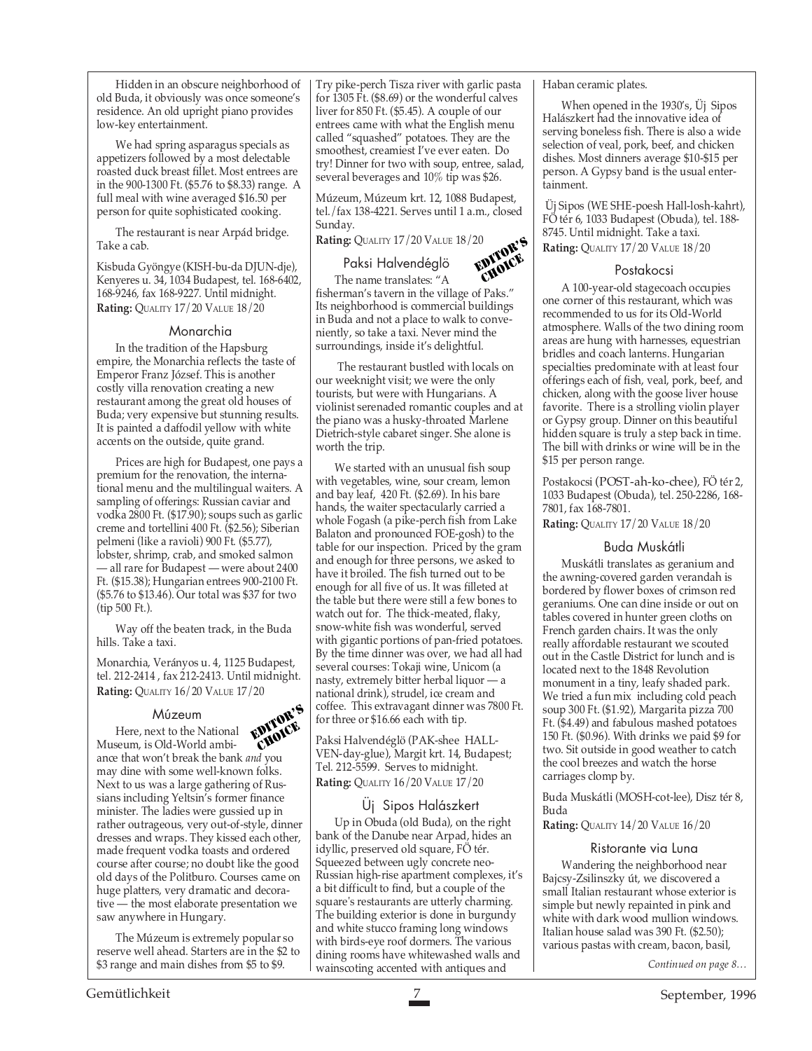Hidden in an obscure neighborhood of old Buda, it obviously was once someone's residence. An old upright piano provides low-key entertainment.

We had spring asparagus specials as appetizers followed by a most delectable roasted duck breast fillet. Most entrees are in the 900-1300 Ft. ($5.76 to $8.33) range. A full meal with wine averaged $16.50 per person for quite sophisticated cooking.

The restaurant is near Arpád bridge. Take a cab.

Kisbuda Gyöngye (KISH-bu-da DJUN-dje), Kenyeres u. 34, 1034 Budapest, tel. 168-6402, 168-9246, fax 168-9227. Until midnight.
**Rating:** Quality 17/20 Value 18/20

### Monarchia

In the tradition of the Hapsburg empire, the Monarchia reflects the taste of Emperor Franz József. This is another costly villa renovation creating a new restaurant among the great old houses of Buda; very expensive but stunning results. It is painted a daffodil yellow with white accents on the outside, quite grand.

Prices are high for Budapest, one pays a premium for the renovation, the international menu and the multilingual waiters. A sampling of offerings: Russian caviar and vodka 2800 Ft. ($17.90); soups such as garlic creme and tortellini 400 Ft. ($2.56); Siberian pelmeni (like a ravioli) 900 Ft. ($5.77), lobster, shrimp, crab, and smoked salmon — all rare for Budapest — were about 2400 Ft. ($15.38); Hungarian entrees 900-2100 Ft. ($5.76 to $13.46). Our total was $37 for two (tip 500 Ft.).

Way off the beaten track, in the Buda hills. Take a taxi.

Monarchia, Verányos u. 4, 1125 Budapest, tel. 212-2414 , fax 212-2413. Until midnight.
**Rating:** Quality 16/20 Value 17/20

### Múzeum

EDITOR'S CHOICE

Here, next to the National Museum, is Old-World ambiance that won't break the bank *and* you may dine with some well-known folks. Next to us was a large gathering of Russians including Yeltsin's former finance minister. The ladies were gussied up in rather outrageous, very out-of-style, dinner dresses and wraps. They kissed each other, made frequent vodka toasts and ordered course after course; no doubt like the good old days of the Politburo. Courses came on huge platters, very dramatic and decorative — the most elaborate presentation we saw anywhere in Hungary.

The Múzeum is extremely popular so reserve well ahead. Starters are in the $2 to $3 range and main dishes from $5 to $9. Try pike-perch Tisza river with garlic pasta for 1305 Ft. ($8.69) or the wonderful calves liver for 850 Ft. ($5.45). A couple of our entrees came with what the English menu called "squashed" potatoes. They are the smoothest, creamiest I've ever eaten. Do try! Dinner for two with soup, entree, salad, several beverages and 10% tip was $26.

Múzeum, Múzeum krt. 12, 1088 Budapest, tel./fax 138-4221. Serves until 1 a.m., closed Sunday.
**Rating:** Quality 17/20 Value 18/20

### Paksi Halvendéglö

EDITOR'S CHOICE

The name translates: "A fisherman's tavern in the village of Paks." Its neighborhood is commercial buildings in Buda and not a place to walk to conveniently, so take a taxi. Never mind the surroundings, inside it's delightful.

The restaurant bustled with locals on our weeknight visit; we were the only tourists, but were with Hungarians. A violinist serenaded romantic couples and at the piano was a husky-throated Marlene Dietrich-style cabaret singer. She alone is worth the trip.

We started with an unusual fish soup with vegetables, wine, sour cream, lemon and bay leaf, 420 Ft. ($2.69). In his bare hands, the waiter spectacularly carried a whole Fogash (a pike-perch fish from Lake Balaton and pronounced FOE-gosh) to the table for our inspection. Priced by the gram and enough for three persons, we asked to have it broiled. The fish turned out to be enough for all five of us. It was filleted at the table but there were still a few bones to watch out for. The thick-meated, flaky, snow-white fish was wonderful, served with gigantic portions of pan-fried potatoes. By the time dinner was over, we had all had several courses: Tokaji wine, Unicom (a nasty, extremely bitter herbal liquor — a national drink), strudel, ice cream and coffee. This extravagant dinner was 7800 Ft. for three or $16.66 each with tip.

Paksi Halvendéglö (PAK-shee HALL-VEN-day-glue), Margit krt. 14, Budapest; Tel. 212-5599. Serves to midnight.
**Rating:** Quality 16/20 Value 17/20

### Üj Sipos Halászkert

Up in Obuda (old Buda), on the right bank of the Danube near Arpad, hides an idyllic, preserved old square, FÖ tér. Squeezed between ugly concrete neo-Russian high-rise apartment complexes, it's a bit difficult to find, but a couple of the square's restaurants are utterly charming. The building exterior is done in burgundy and white stucco framing long windows with birds-eye roof dormers. The various dining rooms have whitewashed walls and wainscoting accented with antiques and Haban ceramic plates.

When opened in the 1930's, Üj Sipos Halászkert had the innovative idea of serving boneless fish. There is also a wide selection of veal, pork, beef, and chicken dishes. Most dinners average $10-$15 per person. A Gypsy band is the usual entertainment.

Üj Sipos (WE SHE-poesh Hall-losh-kahrt), FÖ tér 6, 1033 Budapest (Obuda), tel. 188-8745. Until midnight. Take a taxi.
**Rating:** Quality 17/20 Value 18/20

### Postakocsi

A 100-year-old stagecoach occupies one corner of this restaurant, which was recommended to us for its Old-World atmosphere. Walls of the two dining room areas are hung with harnesses, equestrian bridles and coach lanterns. Hungarian specialties predominate with at least four offerings each of fish, veal, pork, beef, and chicken, along with the goose liver house favorite. There is a strolling violin player or Gypsy group. Dinner on this beautiful hidden square is truly a step back in time. The bill with drinks or wine will be in the $15 per person range.

Postakocsi (POST-ah-ko-chee), FÖ tér 2, 1033 Budapest (Obuda), tel. 250-2286, 168-7801, fax 168-7801.
**Rating:** Quality 17/20 Value 18/20

### Buda Muskátli

Muskátli translates as geranium and the awning-covered garden verandah is bordered by flower boxes of crimson red geraniums. One can dine inside or out on tables covered in hunter green cloths on French garden chairs. It was the only really affordable restaurant we scouted out in the Castle District for lunch and is located next to the 1848 Revolution monument in a tiny, leafy shaded park. We tried a fun mix including cold peach soup 300 Ft. ($1.92), Margarita pizza 700 Ft. ($4.49) and fabulous mashed potatoes 150 Ft. ($0.96). With drinks we paid $9 for two. Sit outside in good weather to catch the cool breezes and watch the horse carriages clomp by.

Buda Muskátli (MOSH-cot-lee), Disz tér 8, Buda
**Rating:** Quality 14/20 Value 16/20

### Ristorante via Luna

Wandering the neighborhood near Bajcsy-Zsilinszky út, we discovered a small Italian restaurant whose exterior is simple but newly repainted in pink and white with dark wood mullion windows. Italian house salad was 390 Ft. ($2.50); various pastas with cream, bacon, basil,

*Continued on page 8…*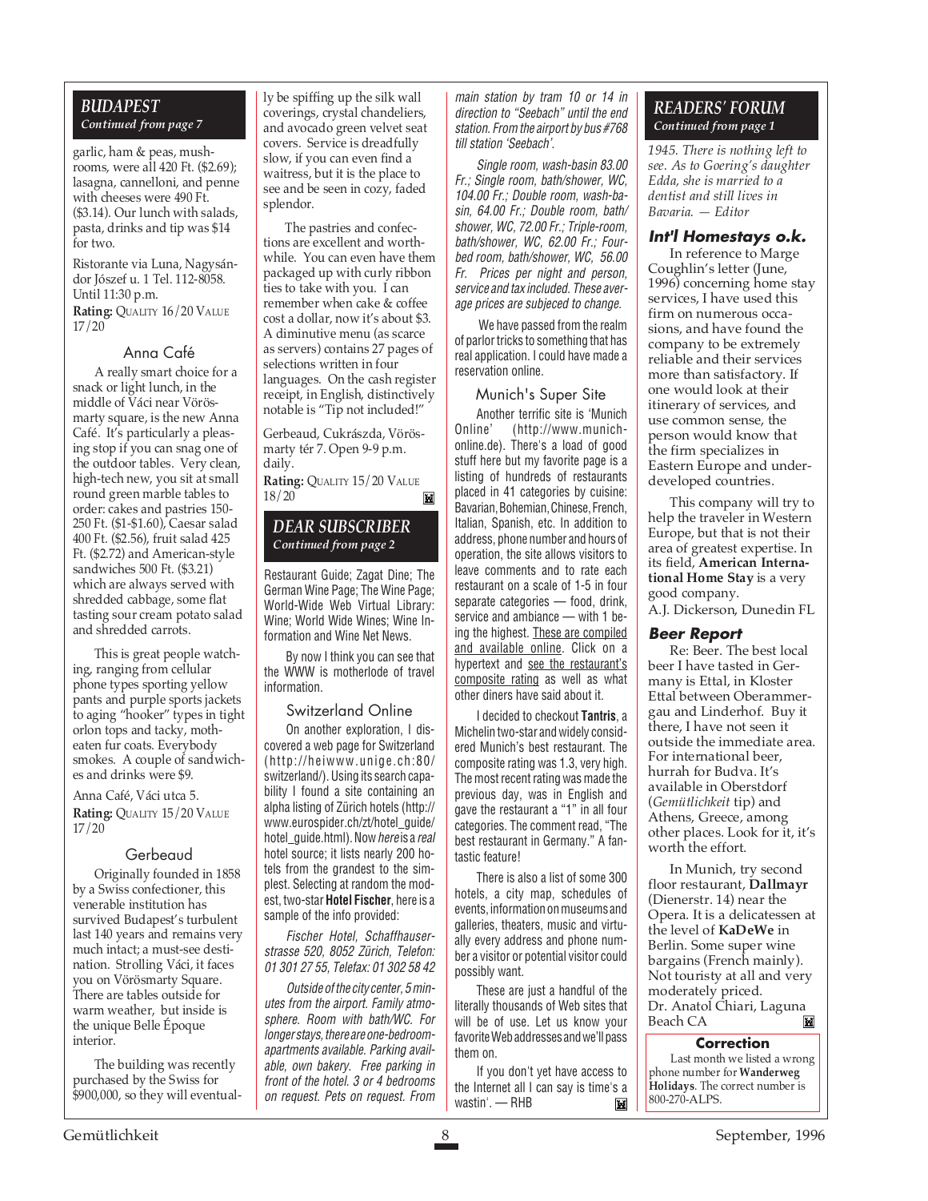## BUDAPEST

*Continued from page 7*

garlic, ham & peas, mushrooms, were all 420 Ft. ($2.69); lasagna, cannelloni, and penne with cheeses were 490 Ft. ($3.14). Our lunch with salads, pasta, drinks and tip was $14 for two.

Ristorante via Luna, Nagysándor József u. 1 Tel. 112-8058. Until 11:30 p.m.

**Rating:** QUALITY 16/20 VALUE 17/20

### Anna Café

A really smart choice for a snack or light lunch, in the middle of Váci near Vörösmarty square, is the new Anna Café. It's particularly a pleasing stop if you can snag one of the outdoor tables. Very clean, high-tech new, you sit at small round green marble tables to order: cakes and pastries 150-250 Ft. ($1-$1.60), Caesar salad 400 Ft. ($2.56), fruit salad 425 Ft. ($2.72) and American-style sandwiches 500 Ft. ($3.21) which are always served with shredded cabbage, some flat tasting sour cream potato salad and shredded carrots.

This is great people watching, ranging from cellular phone types sporting yellow pants and purple sports jackets to aging "hooker" types in tight orlon tops and tacky, moth-eaten fur coats. Everybody smokes. A couple of sandwiches and drinks were $9.

Anna Café, Váci utca 5.

**Rating:** QUALITY 15/20 VALUE 17/20

### Gerbeaud

Originally founded in 1858 by a Swiss confectioner, this venerable institution has survived Budapest's turbulent last 140 years and remains very much intact; a must-see destination. Strolling Váci, it faces you on Vörösmarty Square. There are tables outside for warm weather, but inside is the unique Belle Époque interior.

The building was recently purchased by the Swiss for $900,000, so they will eventually be spiffing up the silk wall coverings, crystal chandeliers, and avocado green velvet seat covers. Service is dreadfully slow, if you can even find a waitress, but it is the place to see and be seen in cozy, faded splendor.

The pastries and confections are excellent and worthwhile. You can even have them packaged up with curly ribbon ties to take with you. I can remember when cake & coffee cost a dollar, now it's about $3. A diminutive menu (as scarce as servers) contains 27 pages of selections written in four languages. On the cash register receipt, in English, distinctively notable is "Tip not included!"

Gerbeaud, Cukrászda, Vörösmarty tér 7. Open 9-9 p.m. daily.

**Rating:** QUALITY 15/20 VALUE 18/20

## DEAR SUBSCRIBER

*Continued from page 2*

Restaurant Guide; Zagat Dine; The German Wine Page; The Wine Page; World-Wide Web Virtual Library: Wine; World Wide Wines; Wine Information and Wine Net News.

By now I think you can see that the WWW is motherlode of travel information.

### Switzerland Online

On another exploration, I discovered a web page for Switzerland (http://heiwww.unige.ch:80/switzerland/). Using its search capability I found a site containing an alpha listing of Zürich hotels (http://www.eurospider.ch/zt/hotel_guide/hotel_guide.html). Now *here* is a *real* hotel source; it lists nearly 200 hotels from the grandest to the simplest. Selecting at random the modest, two-star **Hotel Fischer**, here is a sample of the info provided:

*Fischer Hotel, Schaffhauserstrasse 520, 8052 Zürich, Telefon: 01 301 27 55, Telefax: 01 302 58 42*

*Outside of the city center, 5 minutes from the airport. Family atmosphere. Room with bath/WC. For longer stays, there are one-bedroom-apartments available. Parking available, own bakery. Free parking in front of the hotel. 3 or 4 bedrooms on request. Pets on request. From main station by tram 10 or 14 in direction to "Seebach" until the end station. From the airport by bus #768 till station 'Seebach'.*

*Single room, wash-basin 83.00 Fr.; Single room, bath/shower, WC, 104.00 Fr.; Double room, wash-basin, 64.00 Fr.; Double room, bath/shower, WC, 72.00 Fr.; Triple-room, bath/shower, WC, 62.00 Fr.; Four-bed room, bath/shower, WC, 56.00 Fr. Prices per night and person, service and tax included. These average prices are subjeced to change.*

We have passed from the realm of parlor tricks to something that has real application. I could have made a reservation online.

### Munich's Super Site

Another terrific site is 'Munich Online' (http://www.munich-online.de). There's a load of good stuff here but my favorite page is a listing of hundreds of restaurants placed in 41 categories by cuisine: Bavarian, Bohemian, Chinese, French, Italian, Spanish, etc. In addition to address, phone number and hours of operation, the site allows visitors to leave comments and to rate each restaurant on a scale of 1-5 in four separate categories — food, drink, service and ambiance — with 1 being the highest. These are compiled and available online. Click on a hypertext and see the restaurant's composite rating as well as what other diners have said about it.

I decided to checkout **Tantris**, a Michelin two-star and widely considered Munich's best restaurant. The composite rating was 1.3, very high. The most recent rating was made the previous day, was in English and gave the restaurant a "1" in all four categories. The comment read, "The best restaurant in Germany." A fantastic feature!

There is also a list of some 300 hotels, a city map, schedules of events, information on museums and galleries, theaters, music and virtually every address and phone number a visitor or potential visitor could possibly want.

These are just a handful of the literally thousands of Web sites that will be of use. Let us know your favorite Web addresses and we'll pass them on.

If you don't yet have access to the Internet all I can say is time's a wastin'. — RHB

## READERS' FORUM

*Continued from page 1*

*1945. There is nothing left to see. As to Goering's daughter Edda, she is married to a dentist and still lives in Bavaria. — Editor*

### Int'l Homestays o.k.

In reference to Marge Coughlin's letter (June, 1996) concerning home stay services, I have used this firm on numerous occasions, and have found the company to be extremely reliable and their services more than satisfactory. If one would look at their itinerary of services, and use common sense, the person would know that the firm specializes in Eastern Europe and underdeveloped countries.

This company will try to help the traveler in Western Europe, but that is not their area of greatest expertise. In its field, **American International Home Stay** is a very good company.

A.J. Dickerson, Dunedin FL

### Beer Report

Re: Beer. The best local beer I have tasted in Germany is Ettal, in Kloster Ettal between Oberammergau and Linderhof. Buy it there, I have not seen it outside the immediate area. For international beer, hurrah for Budva. It's available in Oberstdorf (*Gemütlichkeit* tip) and Athens, Greece, among other places. Look for it, it's worth the effort.

In Munich, try second floor restaurant, **Dallmayr** (Dienerstr. 14) near the Opera. It is a delicatessen at the level of **KaDeWe** in Berlin. Some super wine bargains (French mainly). Not touristy at all and very moderately priced.

Dr. Anatol Chiari, Laguna Beach CA

### Correction

Last month we listed a wrong phone number for **Wanderweg Holidays**. The correct number is 800-270-ALPS.